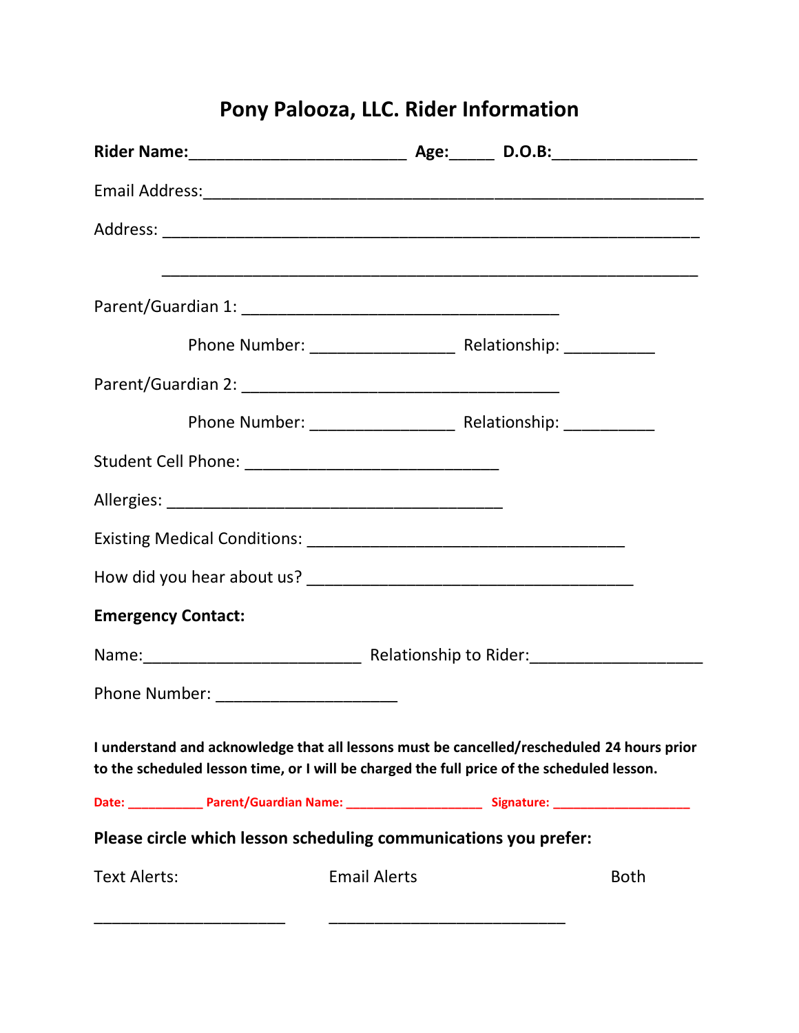# Pony Palooza, LLC. Rider Information

**Rider Name:**________________________ **Age:**_____ **D.O.B:**________________

Email Address:________________________________________________________

Address: ____________________________________________________________

____________________________________________________________

Parent/Guardian 1: ___________________________________

Phone Number: ________________ Relationship: __________

Parent/Guardian 2: ___________________________________

Phone Number: ________________ Relationship: __________

Student Cell Phone: ____________________________

Allergies: _____________________________________

Existing Medical Conditions: ___________________________________

How did you hear about us? ____________________________________

**Emergency Contact:**

Name:________________________ Relationship to Rider:___________________

Phone Number: ____________________

**I understand and acknowledge that all lessons must be cancelled/rescheduled 24 hours prior to the scheduled lesson time, or I will be charged the full price of the scheduled lesson.**

**Date:** ___________ **Parent/Guardian Name:** ____________________ **Signature:** ____________________

**Please circle which lesson scheduling communications you prefer:**

Text Alerts: Email Alerts Both

______________________ ___________________________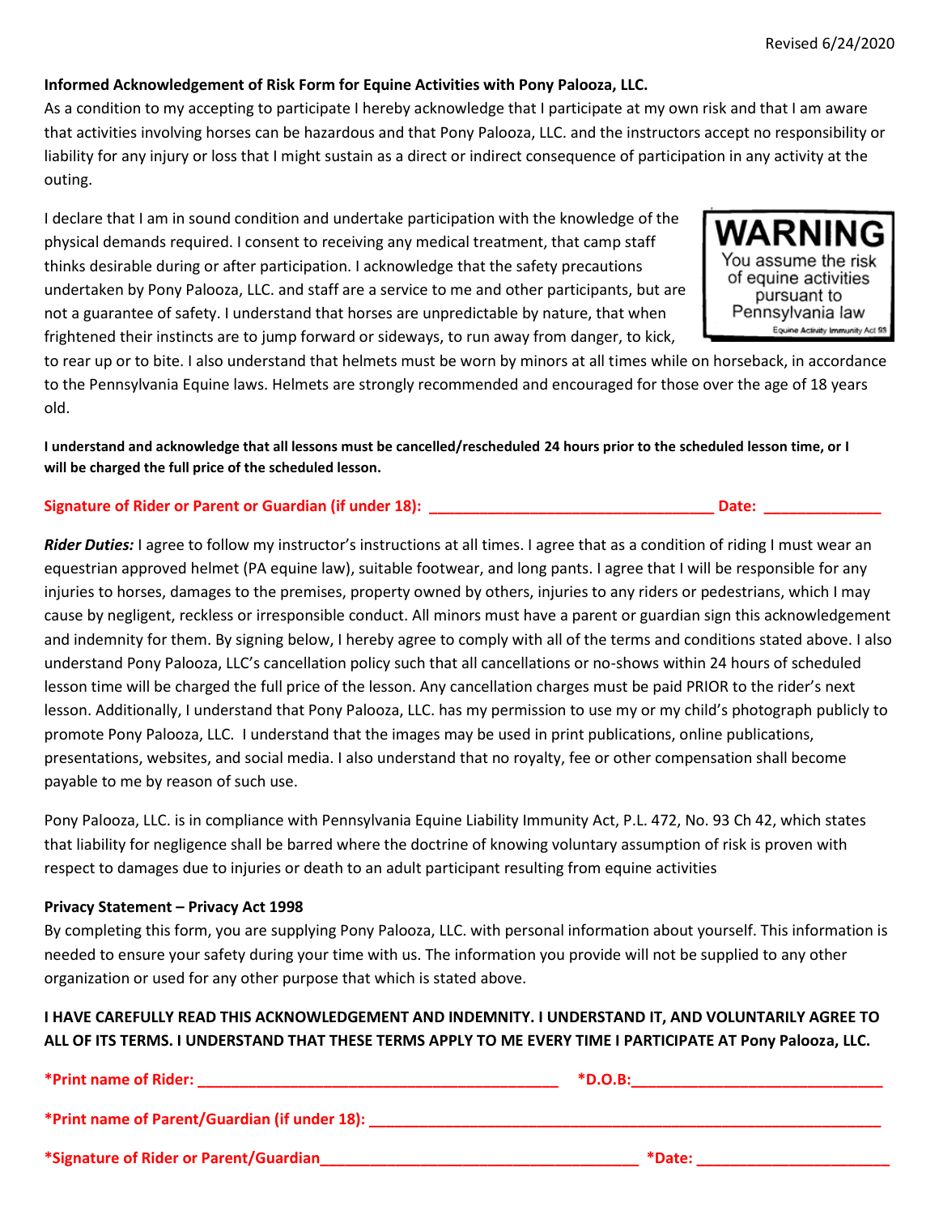Revised 6/24/2020

**Informed Acknowledgement of Risk Form for Equine Activities with Pony Palooza, LLC.**

As a condition to my accepting to participate I hereby acknowledge that I participate at my own risk and that I am aware that activities involving horses can be hazardous and that Pony Palooza, LLC. and the instructors accept no responsibility or liability for any injury or loss that I might sustain as a direct or indirect consequence of participation in any activity at the outing.

**WARNING**
You assume the risk of equine activities pursuant to Pennsylvania law
Equine Activity Immunity Act 93

I declare that I am in sound condition and undertake participation with the knowledge of the physical demands required. I consent to receiving any medical treatment, that camp staff thinks desirable during or after participation. I acknowledge that the safety precautions undertaken by Pony Palooza, LLC. and staff are a service to me and other participants, but are not a guarantee of safety. I understand that horses are unpredictable by nature, that when frightened their instincts are to jump forward or sideways, to run away from danger, to kick, to rear up or to bite. I also understand that helmets must be worn by minors at all times while on horseback, in accordance to the Pennsylvania Equine laws. Helmets are strongly recommended and encouraged for those over the age of 18 years old.

**I understand and acknowledge that all lessons must be cancelled/rescheduled 24 hours prior to the scheduled lesson time, or I will be charged the full price of the scheduled lesson.**

**Signature of Rider or Parent or Guardian (if under 18): ___________________________________ Date: ______________**

***Rider Duties:*** I agree to follow my instructor's instructions at all times. I agree that as a condition of riding I must wear an equestrian approved helmet (PA equine law), suitable footwear, and long pants. I agree that I will be responsible for any injuries to horses, damages to the premises, property owned by others, injuries to any riders or pedestrians, which I may cause by negligent, reckless or irresponsible conduct. All minors must have a parent or guardian sign this acknowledgement and indemnity for them. By signing below, I hereby agree to comply with all of the terms and conditions stated above. I also understand Pony Palooza, LLC's cancellation policy such that all cancellations or no-shows within 24 hours of scheduled lesson time will be charged the full price of the lesson. Any cancellation charges must be paid PRIOR to the rider's next lesson. Additionally, I understand that Pony Palooza, LLC. has my permission to use my or my child's photograph publicly to promote Pony Palooza, LLC. I understand that the images may be used in print publications, online publications, presentations, websites, and social media. I also understand that no royalty, fee or other compensation shall become payable to me by reason of such use.

Pony Palooza, LLC. is in compliance with Pennsylvania Equine Liability Immunity Act, P.L. 472, No. 93 Ch 42, which states that liability for negligence shall be barred where the doctrine of knowing voluntary assumption of risk is proven with respect to damages due to injuries or death to an adult participant resulting from equine activities

**Privacy Statement – Privacy Act 1998**

By completing this form, you are supplying Pony Palooza, LLC. with personal information about yourself. This information is needed to ensure your safety during your time with us. The information you provide will not be supplied to any other organization or used for any other purpose that which is stated above.

**I HAVE CAREFULLY READ THIS ACKNOWLEDGEMENT AND INDEMNITY. I UNDERSTAND IT, AND VOLUNTARILY AGREE TO ALL OF ITS TERMS. I UNDERSTAND THAT THESE TERMS APPLY TO ME EVERY TIME I PARTICIPATE AT Pony Palooza, LLC.**

**\*Print name of Rider: ____________________________________________ \*D.O.B:______________________________**

**\*Print name of Parent/Guardian (if under 18): ______________________________________________________________**

**\*Signature of Rider or Parent/Guardian______________________________________ \*Date: _______________________**